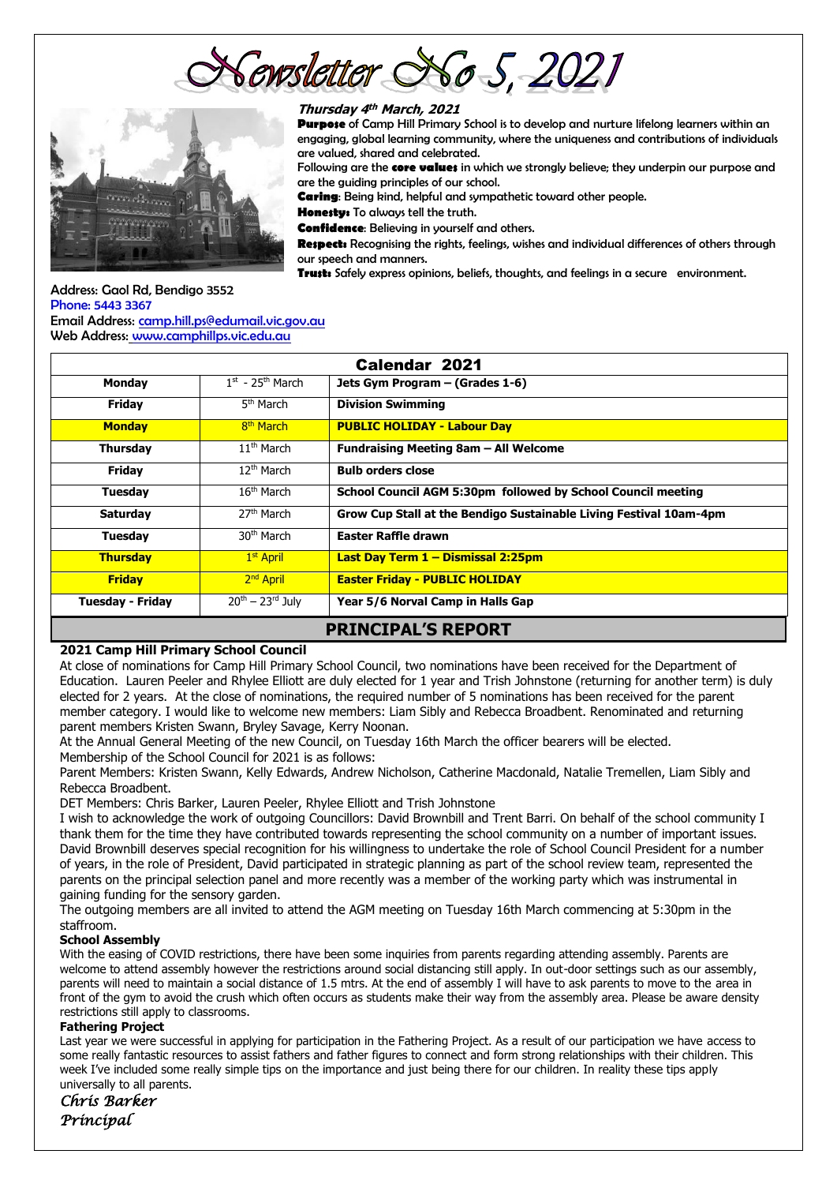# Newsletter No 5, 2021

***Thursday 4th March, 2021***

**Purpose** of Camp Hill Primary School is to develop and nurture lifelong learners within an engaging, global learning community, where the uniqueness and contributions of individuals are valued, shared and celebrated.

Following are the **core values** in which we strongly believe; they underpin our purpose and are the guiding principles of our school.

**Caring**: Being kind, helpful and sympathetic toward other people.

**Honesty:** To always tell the truth.

**Confidence**: Believing in yourself and others.

**Respect:** Recognising the rights, feelings, wishes and individual differences of others through our speech and manners.

**Trust:** Safely express opinions, beliefs, thoughts, and feelings in a secure environment.

Address: Gaol Rd, Bendigo 3552
Phone: 5443 3367
Email Address: camp.hill.ps@edumail.vic.gov.au
Web Address: www.camphillps.vic.edu.au

| Calendar 2021 | | |
|---|---|---|
| **Monday** | 1st - 25th March | **Jets Gym Program – (Grades 1-6)** |
| **Friday** | 5th March | **Division Swimming** |
| **Monday** | 8th March | **PUBLIC HOLIDAY - Labour Day** |
| **Thursday** | 11th March | **Fundraising Meeting 8am – All Welcome** |
| **Friday** | 12th March | **Bulb orders close** |
| **Tuesday** | 16th March | **School Council AGM 5:30pm followed by School Council meeting** |
| **Saturday** | 27th March | **Grow Cup Stall at the Bendigo Sustainable Living Festival 10am-4pm** |
| **Tuesday** | 30th March | **Easter Raffle drawn** |
| **Thursday** | 1st April | **Last Day Term 1 – Dismissal 2:25pm** |
| **Friday** | 2nd April | **Easter Friday - PUBLIC HOLIDAY** |
| **Tuesday - Friday** | 20th – 23rd July | **Year 5/6 Norval Camp in Halls Gap** |

## PRINCIPAL'S REPORT

### 2021 Camp Hill Primary School Council

At close of nominations for Camp Hill Primary School Council, two nominations have been received for the Department of Education. Lauren Peeler and Rhylee Elliott are duly elected for 1 year and Trish Johnstone (returning for another term) is duly elected for 2 years. At the close of nominations, the required number of 5 nominations has been received for the parent member category. I would like to welcome new members: Liam Sibly and Rebecca Broadbent. Renominated and returning parent members Kristen Swann, Bryley Savage, Kerry Noonan.

At the Annual General Meeting of the new Council, on Tuesday 16th March the officer bearers will be elected.

Membership of the School Council for 2021 is as follows:

Parent Members: Kristen Swann, Kelly Edwards, Andrew Nicholson, Catherine Macdonald, Natalie Tremellen, Liam Sibly and Rebecca Broadbent.

DET Members: Chris Barker, Lauren Peeler, Rhylee Elliott and Trish Johnstone

I wish to acknowledge the work of outgoing Councillors: David Brownbill and Trent Barri. On behalf of the school community I thank them for the time they have contributed towards representing the school community on a number of important issues. David Brownbill deserves special recognition for his willingness to undertake the role of School Council President for a number of years, in the role of President, David participated in strategic planning as part of the school review team, represented the parents on the principal selection panel and more recently was a member of the working party which was instrumental in gaining funding for the sensory garden.

The outgoing members are all invited to attend the AGM meeting on Tuesday 16th March commencing at 5:30pm in the staffroom.

### School Assembly

With the easing of COVID restrictions, there have been some inquiries from parents regarding attending assembly. Parents are welcome to attend assembly however the restrictions around social distancing still apply. In out-door settings such as our assembly, parents will need to maintain a social distance of 1.5 mtrs. At the end of assembly I will have to ask parents to move to the area in front of the gym to avoid the crush which often occurs as students make their way from the assembly area. Please be aware density restrictions still apply to classrooms.

### Fathering Project

Last year we were successful in applying for participation in the Fathering Project. As a result of our participation we have access to some really fantastic resources to assist fathers and father figures to connect and form strong relationships with their children. This week I've included some really simple tips on the importance and just being there for our children. In reality these tips apply universally to all parents.

*Chris Barker*
*Principal*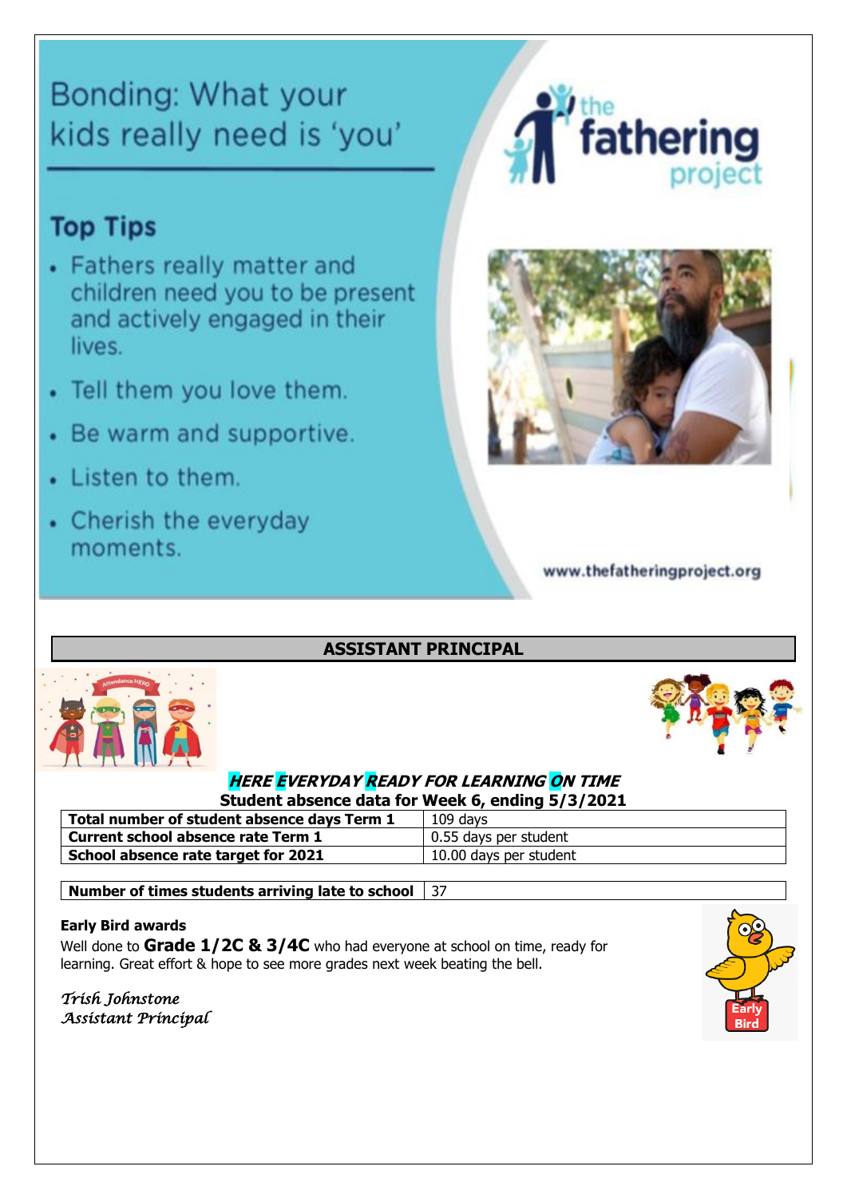# Bonding: What your kids really need is 'you'

## Top Tips

- Fathers really matter and children need you to be present and actively engaged in their lives.
- Tell them you love them.
- Be warm and supportive.
- Listen to them.
- Cherish the everyday moments.

the fathering project

www.thefatheringproject.org

## ASSISTANT PRINCIPAL

***HERE EVERYDAY READY FOR LEARNING ON TIME***

**Student absence data for Week 6, ending 5/3/2021**

| | |
|---|---|
| **Total number of student absence days Term 1** | 109 days |
| **Current school absence rate Term 1** | 0.55 days per student |
| **School absence rate target for 2021** | 10.00 days per student |

| | |
|---|---|
| **Number of times students arriving late to school** | 37 |

**Early Bird awards**

Well done to **Grade 1/2C & 3/4C** who had everyone at school on time, ready for learning. Great effort & hope to see more grades next week beating the bell.

*Trish Johnstone*
*Assistant Principal*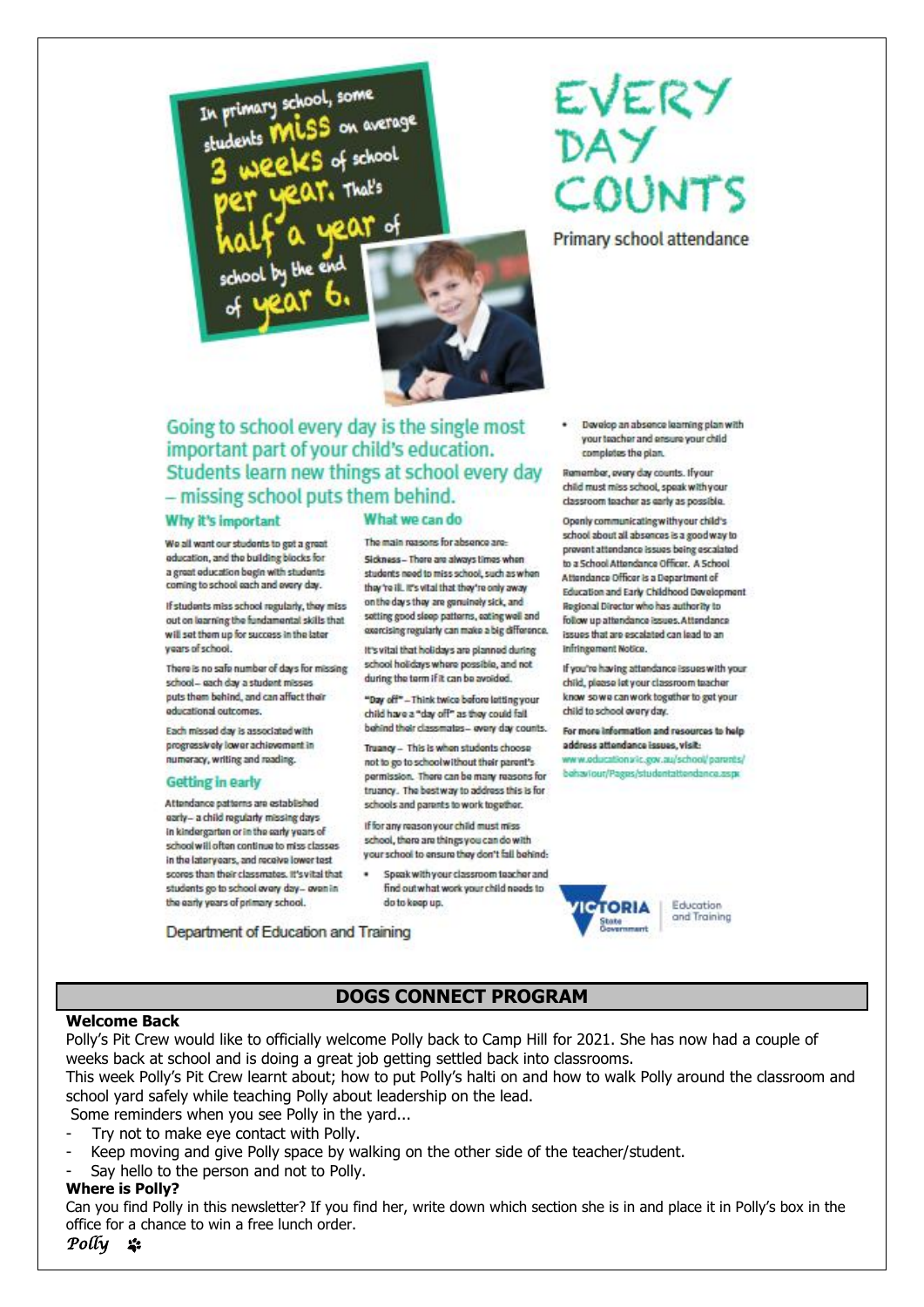In primary school, some students miss on average 3 weeks of school per year. That's half a year of school by the end of year 6.

# EVERY DAY COUNTS

Primary school attendance

## Going to school every day is the single most important part of your child's education. Students learn new things at school every day – missing school puts them behind.

### Why it's important

We all want our students to get a great education, and the building blocks for a great education begin with students coming to school each and every day.

If students miss school regularly, they miss out on learning the fundamental skills that will set them up for success in the later years of school.

There is no safe number of days for missing school – each day a student misses puts them behind, and can affect their educational outcomes.

Each missed day is associated with progressively lower achievement in numeracy, writing and reading.

### Getting in early

Attendance patterns are established early – a child regularly missing days in kindergarten or in the early years of school will often continue to miss classes in the later years, and receive lower test scores than their classmates. It's vital that students go to school every day – even in the early years of primary school.

### What we can do

The main reasons for absence are:

Sickness – There are always times when students need to miss school, such as when they're ill. It's vital that they're only away on the days they are genuinely sick, and setting good sleep patterns, eating well and exercising regularly can make a big difference.

It's vital that holidays are planned during school holidays where possible, and not during the term if it can be avoided.

"Day off" – Think twice before letting your child have a "day off" as they could fall behind their classmates – every day counts.

Truancy – This is when students choose not to go to school without their parent's permission. There can be many reasons for truancy. The best way to address this is for schools and parents to work together.

If for any reason your child must miss school, there are things you can do with your school to ensure they don't fall behind:

- Speak with your classroom teacher and find out what work your child needs to do to keep up.
- Develop an absence learning plan with your teacher and ensure your child completes the plan.

Remember, every day counts. If your child must miss school, speak with your classroom teacher as early as possible.

Openly communicating with your child's school about all absences is a good way to prevent attendance issues being escalated to a School Attendance Officer. A School Attendance Officer is a Department of Education and Early Childhood Development Regional Director who has authority to follow up attendance issues. Attendance issues that are escalated can lead to an Infringement Notice.

If you're having attendance issues with your child, please let your classroom teacher know so we can work together to get your child to school every day.

**For more information and resources to help address attendance issues, visit:**
www.education.vic.gov.au/school/parents/behaviour/Pages/studentattendance.aspx

Department of Education and Training

VICTORIA State Government — Education and Training

## DOGS CONNECT PROGRAM

**Welcome Back**

Polly's Pit Crew would like to officially welcome Polly back to Camp Hill for 2021. She has now had a couple of weeks back at school and is doing a great job getting settled back into classrooms.

This week Polly's Pit Crew learnt about; how to put Polly's halti on and how to walk Polly around the classroom and school yard safely while teaching Polly about leadership on the lead.

Some reminders when you see Polly in the yard...

- Try not to make eye contact with Polly.
- Keep moving and give Polly space by walking on the other side of the teacher/student.
- Say hello to the person and not to Polly.

**Where is Polly?**

Can you find Polly in this newsletter? If you find her, write down which section she is in and place it in Polly's box in the office for a chance to win a free lunch order.

*Polly*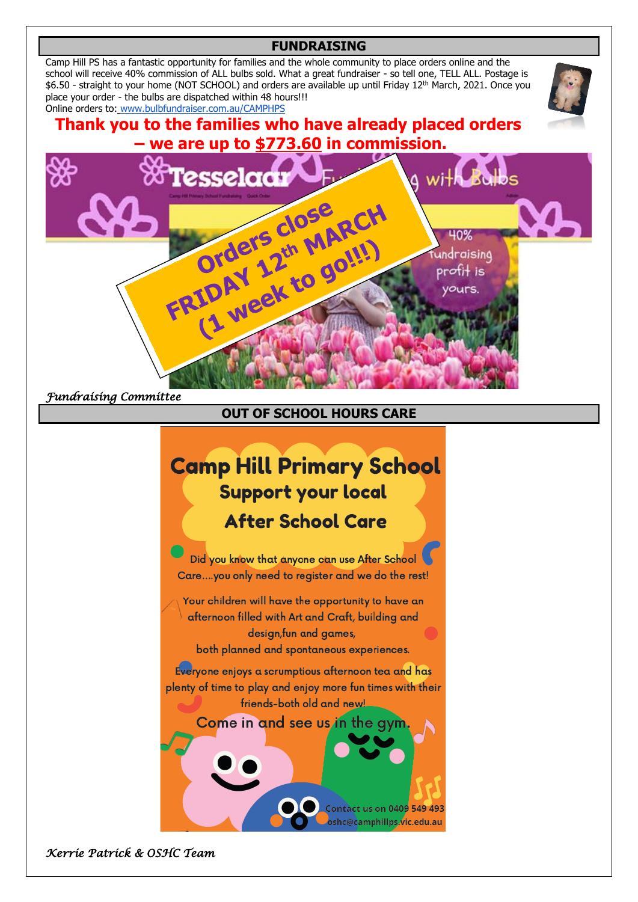## FUNDRAISING

Camp Hill PS has a fantastic opportunity for families and the whole community to place orders online and the school will receive 40% commission of ALL bulbs sold. What a great fundraiser - so tell one, TELL ALL. Postage is $6.50 - straight to your home (NOT SCHOOL) and orders are available up until Friday 12th March, 2021. Once you place your order - the bulbs are dispatched within 48 hours!!!

Online orders to: www.bulbfundraiser.com.au/CAMPHPS

**Thank you to the families who have already placed orders – we are up to $773.60 in commission.**

Tesselaar Fundraising with Bulbs

40% fundraising profit is yours.

**Orders close FRIDAY 12th MARCH (1 week to go!!!)**

*Fundraising Committee*

## OUT OF SCHOOL HOURS CARE

### Camp Hill Primary School
### Support your local After School Care

Did you know that anyone can use After School Care....you only need to register and we do the rest!

Your children will have the opportunity to have an afternoon filled with Art and Craft, building and design,fun and games, both planned and spontaneous experiences.

Everyone enjoys a scrumptious afternoon tea and has plenty of time to play and enjoy more fun times with their friends-both old and new!

Come in and see us in the gym.

Contact us on 0409 549 493
oshc@camphillps.vic.edu.au

*Kerrie Patrick & OSHC Team*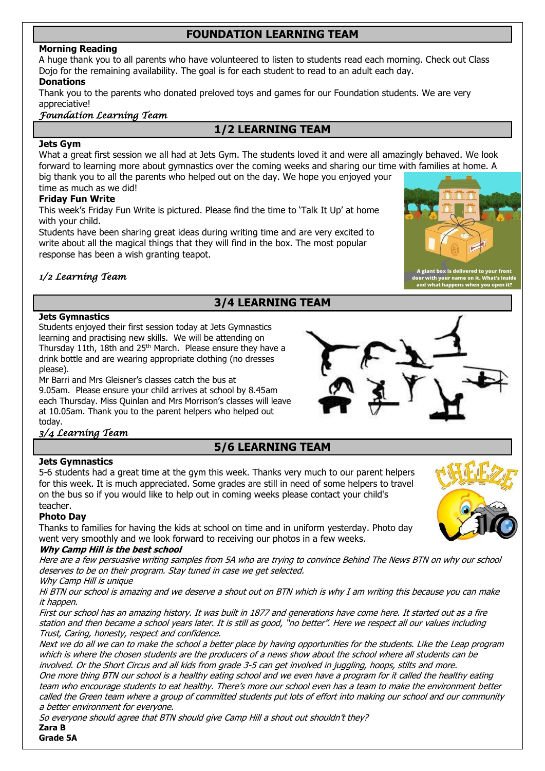## FOUNDATION LEARNING TEAM

**Morning Reading**

A huge thank you to all parents who have volunteered to listen to students read each morning. Check out Class Dojo for the remaining availability. The goal is for each student to read to an adult each day.

**Donations**

Thank you to the parents who donated preloved toys and games for our Foundation students. We are very appreciative!

*Foundation Learning Team*

## 1/2 LEARNING TEAM

**Jets Gym**

What a great first session we all had at Jets Gym. The students loved it and were all amazingly behaved. We look forward to learning more about gymnastics over the coming weeks and sharing our time with families at home. A big thank you to all the parents who helped out on the day. We hope you enjoyed your time as much as we did!

**Friday Fun Write**

This week's Friday Fun Write is pictured. Please find the time to 'Talk It Up' at home with your child.

Students have been sharing great ideas during writing time and are very excited to write about all the magical things that they will find in the box. The most popular response has been a wish granting teapot.

A giant box is delivered to your front door with your name on it. What's inside and what happens when you open it?

*1/2 Learning Team*

## 3/4 LEARNING TEAM

**Jets Gymnastics**

Students enjoyed their first session today at Jets Gymnastics learning and practising new skills. We will be attending on Thursday 11th, 18th and 25th March. Please ensure they have a drink bottle and are wearing appropriate clothing (no dresses please).

Mr Barri and Mrs Gleisner's classes catch the bus at 9.05am. Please ensure your child arrives at school by 8.45am each Thursday. Miss Quinlan and Mrs Morrison's classes will leave at 10.05am. Thank you to the parent helpers who helped out today.

*3/4 Learning Team*

## 5/6 LEARNING TEAM

**Jets Gymnastics**

5-6 students had a great time at the gym this week. Thanks very much to our parent helpers for this week. It is much appreciated. Some grades are still in need of some helpers to travel on the bus so if you would like to help out in coming weeks please contact your child's teacher.

**Photo Day**

Thanks to families for having the kids at school on time and in uniform yesterday. Photo day went very smoothly and we look forward to receiving our photos in a few weeks.

***Why Camp Hill is the best school***

*Here are a few persuasive writing samples from 5A who are trying to convince Behind The News BTN on why our school deserves to be on their program. Stay tuned in case we get selected.*

*Why Camp Hill is unique*

*Hi BTN our school is amazing and we deserve a shout out on BTN which is why I am writing this because you can make it happen.*

*First our school has an amazing history. It was built in 1877 and generations have come here. It started out as a fire station and then became a school years later. It is still as good, "no better". Here we respect all our values including Trust, Caring, honesty, respect and confidence.*

*Next we do all we can to make the school a better place by having opportunities for the students. Like the Leap program which is where the chosen students are the producers of a news show about the school where all students can be involved. Or the Short Circus and all kids from grade 3-5 can get involved in juggling, hoops, stilts and more.*

*One more thing BTN our school is a healthy eating school and we even have a program for it called the healthy eating team who encourage students to eat healthy. There's more our school even has a team to make the environment better called the Green team where a group of committed students put lots of effort into making our school and our community a better environment for everyone.*

*So everyone should agree that BTN should give Camp Hill a shout out shouldn't they?*

**Zara B**
**Grade 5A**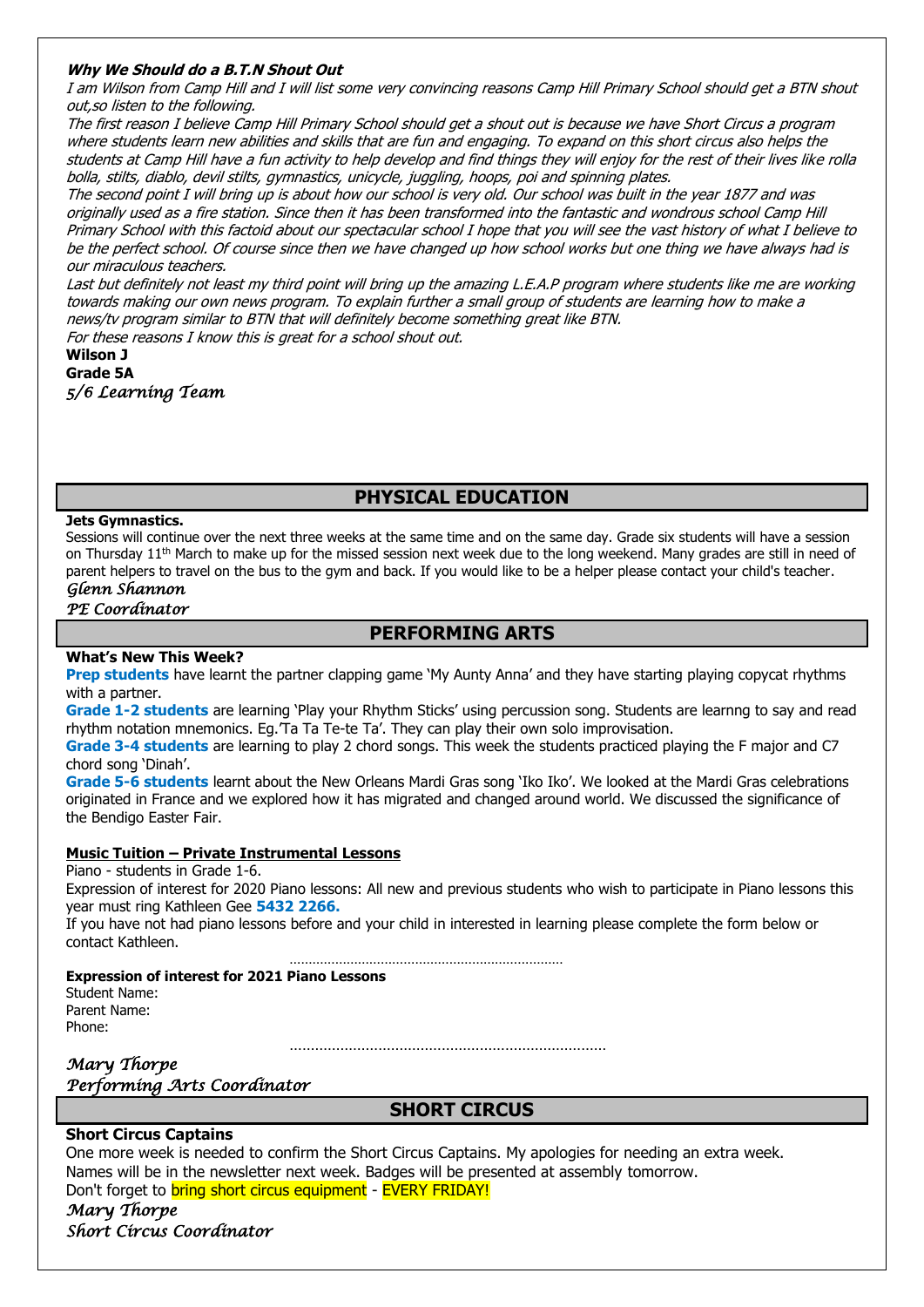***Why We Should do a B.T.N Shout Out***

*I am Wilson from Camp Hill and I will list some very convincing reasons Camp Hill Primary School should get a BTN shout out,so listen to the following.*

*The first reason I believe Camp Hill Primary School should get a shout out is because we have Short Circus a program where students learn new abilities and skills that are fun and engaging. To expand on this short circus also helps the students at Camp Hill have a fun activity to help develop and find things they will enjoy for the rest of their lives like rolla bolla, stilts, diablo, devil stilts, gymnastics, unicycle, juggling, hoops, poi and spinning plates.*

*The second point I will bring up is about how our school is very old. Our school was built in the year 1877 and was originally used as a fire station. Since then it has been transformed into the fantastic and wondrous school Camp Hill Primary School with this factoid about our spectacular school I hope that you will see the vast history of what I believe to be the perfect school. Of course since then we have changed up how school works but one thing we have always had is our miraculous teachers.*

*Last but definitely not least my third point will bring up the amazing L.E.A.P program where students like me are working towards making our own news program. To explain further a small group of students are learning how to make a news/tv program similar to BTN that will definitely become something great like BTN.*

*For these reasons I know this is great for a school shout out.*

**Wilson J**
**Grade 5A**
*5/6 Learning Team*

## PHYSICAL EDUCATION

**Jets Gymnastics.**

Sessions will continue over the next three weeks at the same time and on the same day. Grade six students will have a session on Thursday 11th March to make up for the missed session next week due to the long weekend. Many grades are still in need of parent helpers to travel on the bus to the gym and back. If you would like to be a helper please contact your child's teacher.

*Glenn Shannon*
*PE Coordinator*

## PERFORMING ARTS

**What's New This Week?**

**Prep students** have learnt the partner clapping game 'My Aunty Anna' and they have starting playing copycat rhythms with a partner.

**Grade 1-2 students** are learning 'Play your Rhythm Sticks' using percussion song. Students are learnng to say and read rhythm notation mnemonics. Eg.'Ta Ta Te-te Ta'. They can play their own solo improvisation.

**Grade 3-4 students** are learning to play 2 chord songs. This week the students practiced playing the F major and C7 chord song 'Dinah'.

**Grade 5-6 students** learnt about the New Orleans Mardi Gras song 'Iko Iko'. We looked at the Mardi Gras celebrations originated in France and we explored how it has migrated and changed around world. We discussed the significance of the Bendigo Easter Fair.

**Music Tuition – Private Instrumental Lessons**

Piano - students in Grade 1-6.

Expression of interest for 2020 Piano lessons: All new and previous students who wish to participate in Piano lessons this year must ring Kathleen Gee **5432 2266.**

If you have not had piano lessons before and your child in interested in learning please complete the form below or contact Kathleen.

……………………………………………………………

**Expression of interest for 2021 Piano Lessons**

Student Name:
Parent Name:
Phone:

…………………………………………………………………

*Mary Thorpe*
*Performing Arts Coordinator*

## SHORT CIRCUS

**Short Circus Captains**

One more week is needed to confirm the Short Circus Captains. My apologies for needing an extra week.
Names will be in the newsletter next week. Badges will be presented at assembly tomorrow.
Don't forget to bring short circus equipment - EVERY FRIDAY!

*Mary Thorpe*
*Short Circus Coordinator*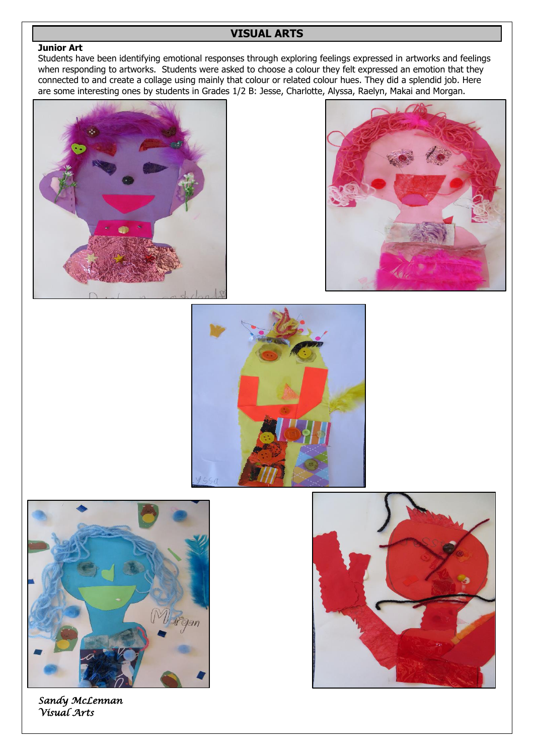## VISUAL ARTS

**Junior Art**

Students have been identifying emotional responses through exploring feelings expressed in artworks and feelings when responding to artworks. Students were asked to choose a colour they felt expressed an emotion that they connected to and create a collage using mainly that colour or related colour hues. They did a splendid job. Here are some interesting ones by students in Grades 1/2 B: Jesse, Charlotte, Alyssa, Raelyn, Makai and Morgan.

*Sandy McLennan*
*Visual Arts*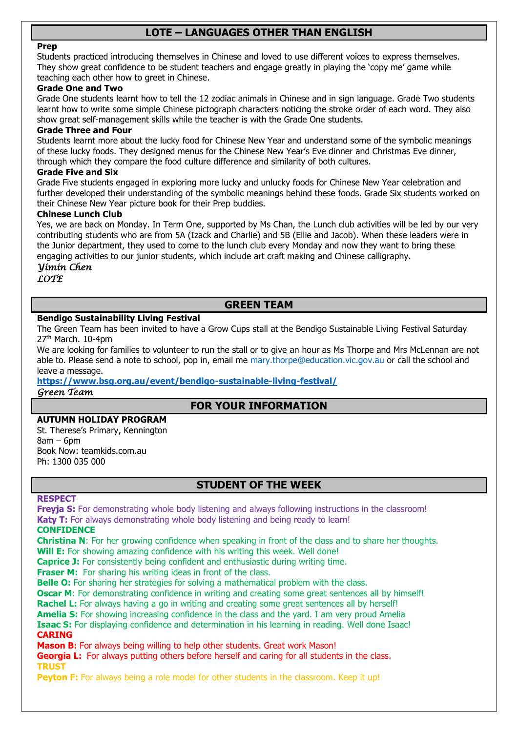## LOTE – LANGUAGES OTHER THAN ENGLISH

**Prep**

Students practiced introducing themselves in Chinese and loved to use different voices to express themselves. They show great confidence to be student teachers and engage greatly in playing the 'copy me' game while teaching each other how to greet in Chinese.

**Grade One and Two**

Grade One students learnt how to tell the 12 zodiac animals in Chinese and in sign language. Grade Two students learnt how to write some simple Chinese pictograph characters noticing the stroke order of each word. They also show great self-management skills while the teacher is with the Grade One students.

**Grade Three and Four**

Students learnt more about the lucky food for Chinese New Year and understand some of the symbolic meanings of these lucky foods. They designed menus for the Chinese New Year's Eve dinner and Christmas Eve dinner, through which they compare the food culture difference and similarity of both cultures.

**Grade Five and Six**

Grade Five students engaged in exploring more lucky and unlucky foods for Chinese New Year celebration and further developed their understanding of the symbolic meanings behind these foods. Grade Six students worked on their Chinese New Year picture book for their Prep buddies.

**Chinese Lunch Club**

Yes, we are back on Monday. In Term One, supported by Ms Chan, the Lunch club activities will be led by our very contributing students who are from 5A (Izack and Charlie) and 5B (Ellie and Jacob). When these leaders were in the Junior department, they used to come to the lunch club every Monday and now they want to bring these engaging activities to our junior students, which include art craft making and Chinese calligraphy.

*Yimin Chen*
*LOTE*

## GREEN TEAM

**Bendigo Sustainability Living Festival**

The Green Team has been invited to have a Grow Cups stall at the Bendigo Sustainable Living Festival Saturday 27th March. 10-4pm

We are looking for families to volunteer to run the stall or to give an hour as Ms Thorpe and Mrs McLennan are not able to. Please send a note to school, pop in, email me mary.thorpe@education.vic.gov.au or call the school and leave a message.

**https://www.bsg.org.au/event/bendigo-sustainable-living-festival/**

*Green Team*

## FOR YOUR INFORMATION

**AUTUMN HOLIDAY PROGRAM**

St. Therese's Primary, Kennington
8am – 6pm
Book Now: teamkids.com.au
Ph: 1300 035 000

## STUDENT OF THE WEEK

**RESPECT**

**Freyja S:** For demonstrating whole body listening and always following instructions in the classroom!
**Katy T:** For always demonstrating whole body listening and being ready to learn!

**CONFIDENCE**

**Christina N**: For her growing confidence when speaking in front of the class and to share her thoughts.
**Will E:** For showing amazing confidence with his writing this week. Well done!
**Caprice J:** For consistently being confident and enthusiastic during writing time.
**Fraser M:** For sharing his writing ideas in front of the class.
**Belle O:** For sharing her strategies for solving a mathematical problem with the class.
**Oscar M**: For demonstrating confidence in writing and creating some great sentences all by himself!
**Rachel L:** For always having a go in writing and creating some great sentences all by herself!
**Amelia S:** For showing increasing confidence in the class and the yard. I am very proud Amelia
**Isaac S:** For displaying confidence and determination in his learning in reading. Well done Isaac!

**CARING**

**Mason B:** For always being willing to help other students. Great work Mason!
**Georgia L:** For always putting others before herself and caring for all students in the class.

**TRUST**

**Peyton F:** For always being a role model for other students in the classroom. Keep it up!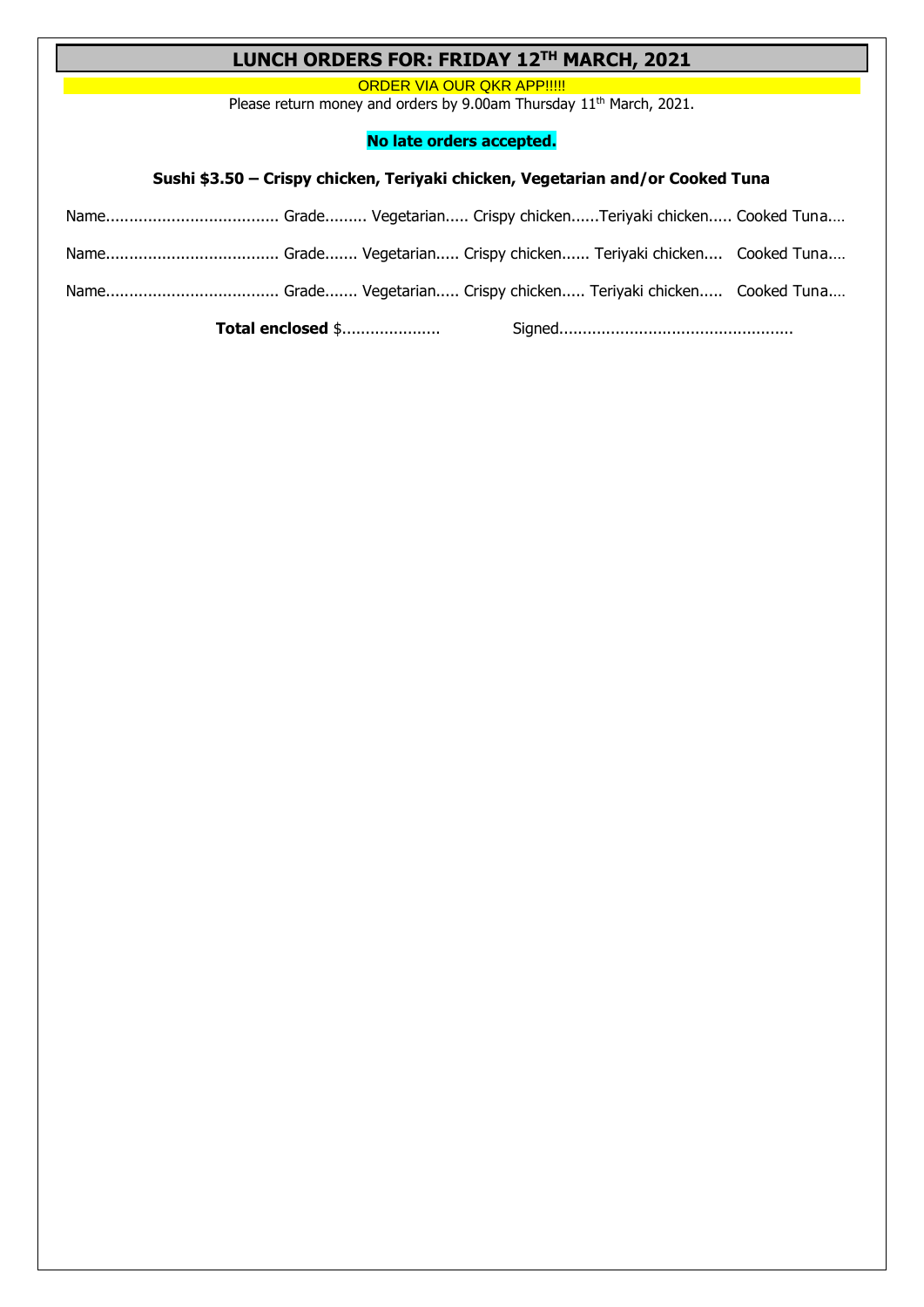# LUNCH ORDERS FOR: FRIDAY 12TH MARCH, 2021

ORDER VIA OUR QKR APP!!!!!

Please return money and orders by 9.00am Thursday 11th March, 2021.

**No late orders accepted.**

**Sushi $3.50 – Crispy chicken, Teriyaki chicken, Vegetarian and/or Cooked Tuna**

Name..................................... Grade......... Vegetarian..... Crispy chicken......Teriyaki chicken..... Cooked Tuna….

Name..................................... Grade....... Vegetarian..... Crispy chicken...... Teriyaki chicken.... Cooked Tuna….

Name..................................... Grade....... Vegetarian..... Crispy chicken..... Teriyaki chicken..... Cooked Tuna….

**Total enclosed** $..................... Signed.................................................